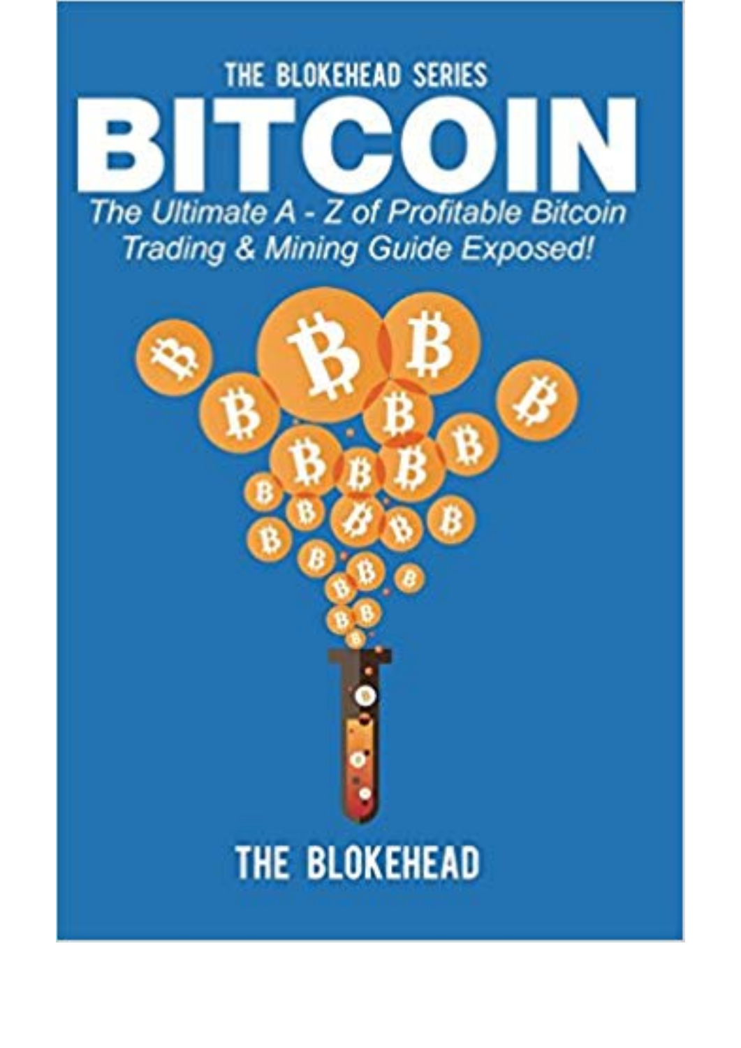THE BLOKEHEAD SERIES

# BITCOIN

*The Ultimate A - Z of Profitable Bitcoin Trading & Mining Guide Exposed!*

THE BLOKEHEAD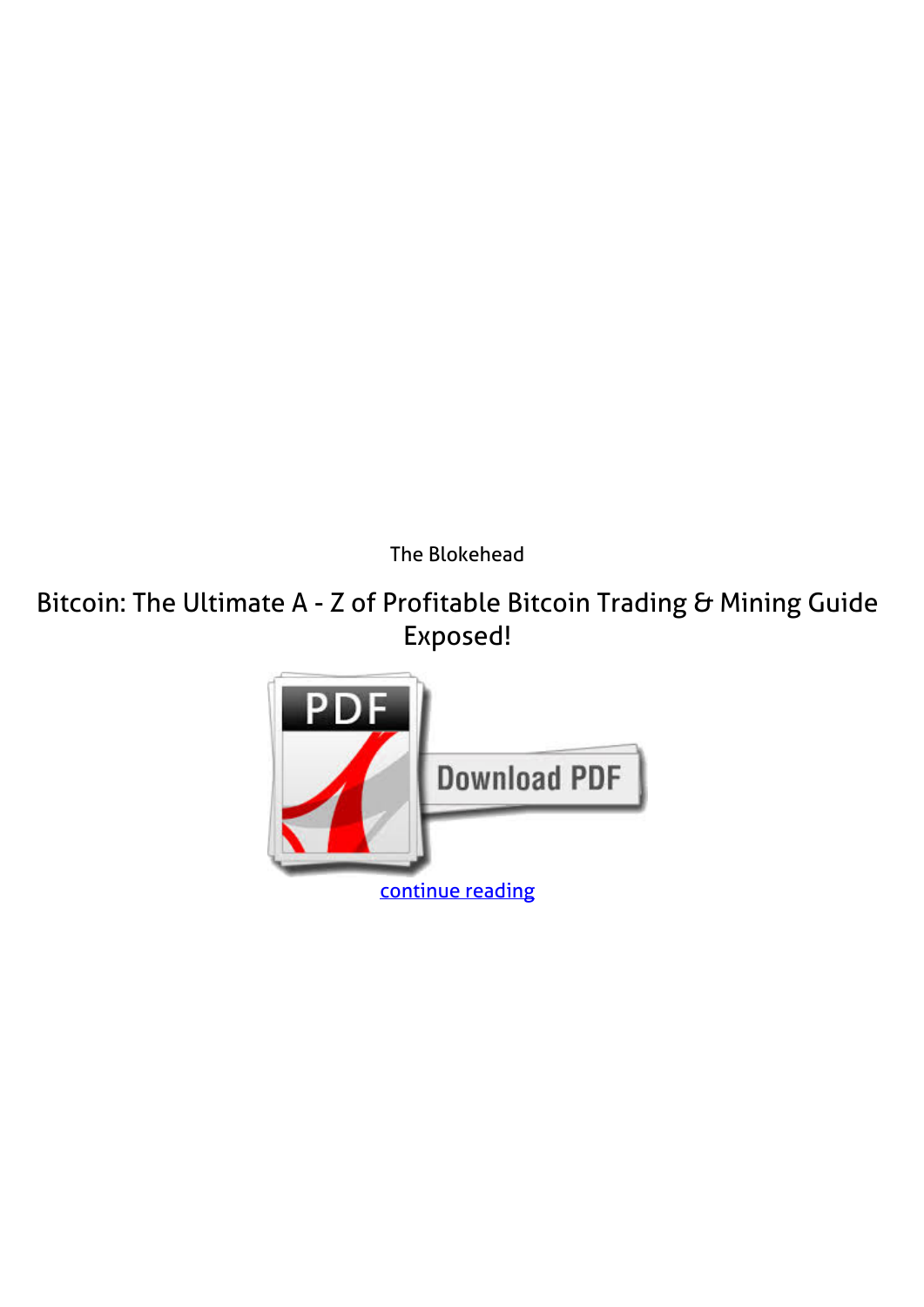The Blokehead

# Bitcoin: The Ultimate A - Z of Profitable Bitcoin Trading & Mining Guide Exposed!

continue reading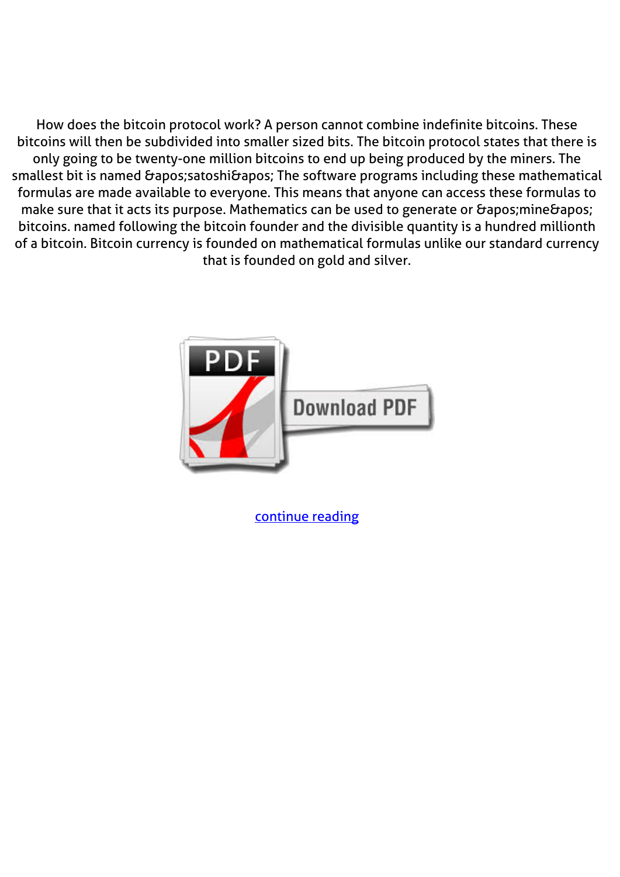How does the bitcoin protocol work? A person cannot combine indefinite bitcoins. These bitcoins will then be subdivided into smaller sized bits. The bitcoin protocol states that there is only going to be twenty-one million bitcoins to end up being produced by the miners. The smallest bit is named &apos;satoshi&apos; The software programs including these mathematical formulas are made available to everyone. This means that anyone can access these formulas to make sure that it acts its purpose. Mathematics can be used to generate or &apos;mine&apos; bitcoins. named following the bitcoin founder and the divisible quantity is a hundred millionth of a bitcoin. Bitcoin currency is founded on mathematical formulas unlike our standard currency that is founded on gold and silver.

Download PDF

continue reading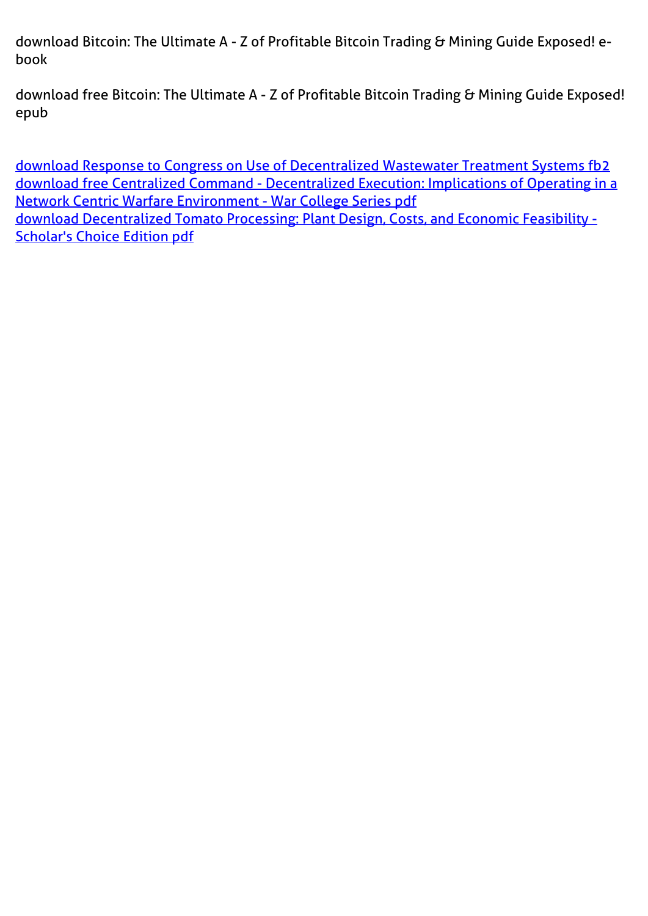download Bitcoin: The Ultimate A - Z of Profitable Bitcoin Trading & Mining Guide Exposed! e-book

download free Bitcoin: The Ultimate A - Z of Profitable Bitcoin Trading & Mining Guide Exposed! epub

download Response to Congress on Use of Decentralized Wastewater Treatment Systems fb2
download free Centralized Command - Decentralized Execution: Implications of Operating in a Network Centric Warfare Environment - War College Series pdf
download Decentralized Tomato Processing: Plant Design, Costs, and Economic Feasibility - Scholar's Choice Edition pdf